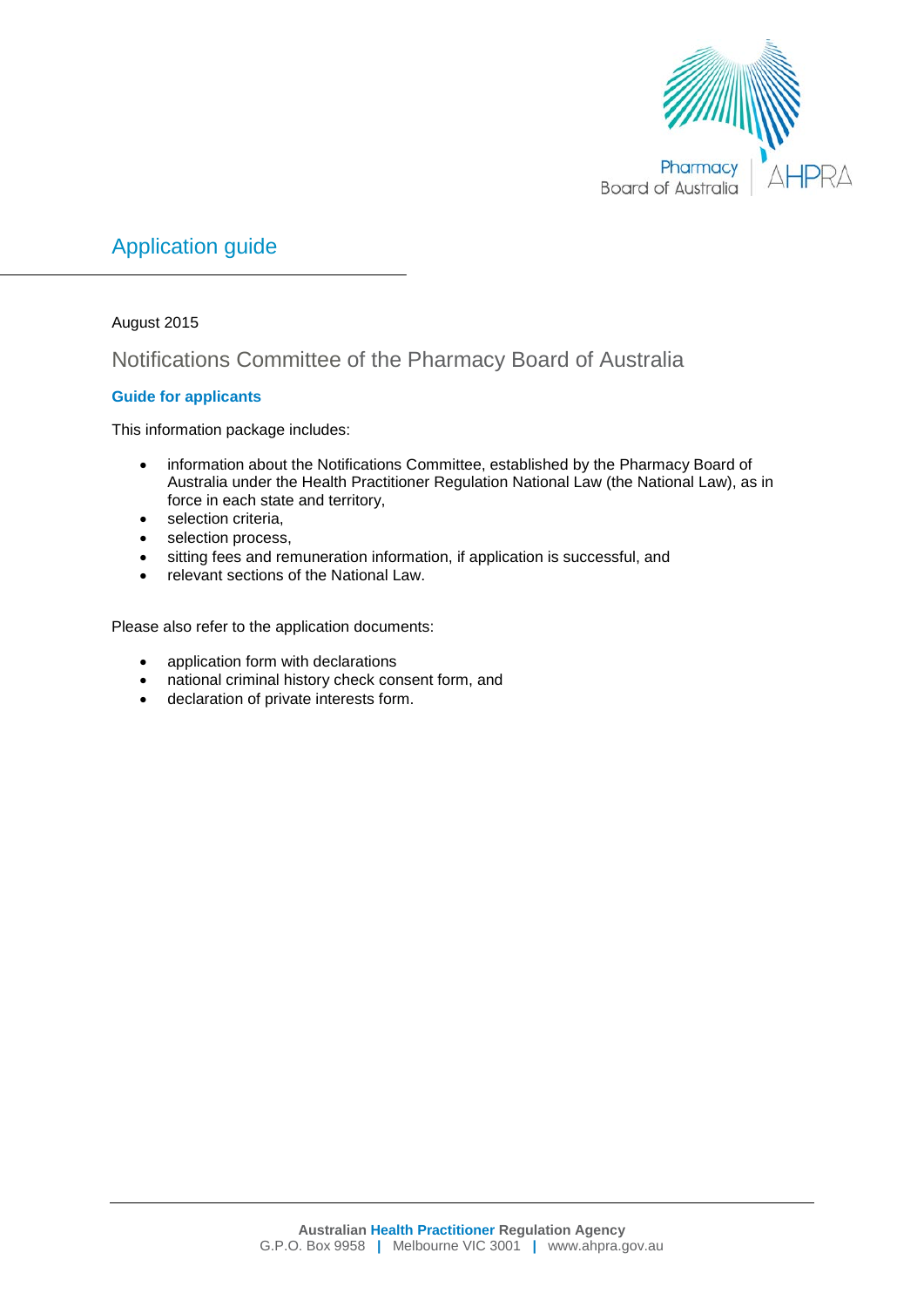# Application guide

August 2015

## Notifications Committee of the Pharmacy Board of Australia

### Guide for applicants

This information package includes:

- information about the Notifications Committee, established by the Pharmacy Board of Australia under the Health Practitioner Regulation National Law (the National Law), as in force in each state and territory,
- selection criteria,
- selection process,
- sitting fees and remuneration information, if application is successful, and
- relevant sections of the National Law.

Please also refer to the application documents:

- application form with declarations
- national criminal history check consent form, and
- declaration of private interests form.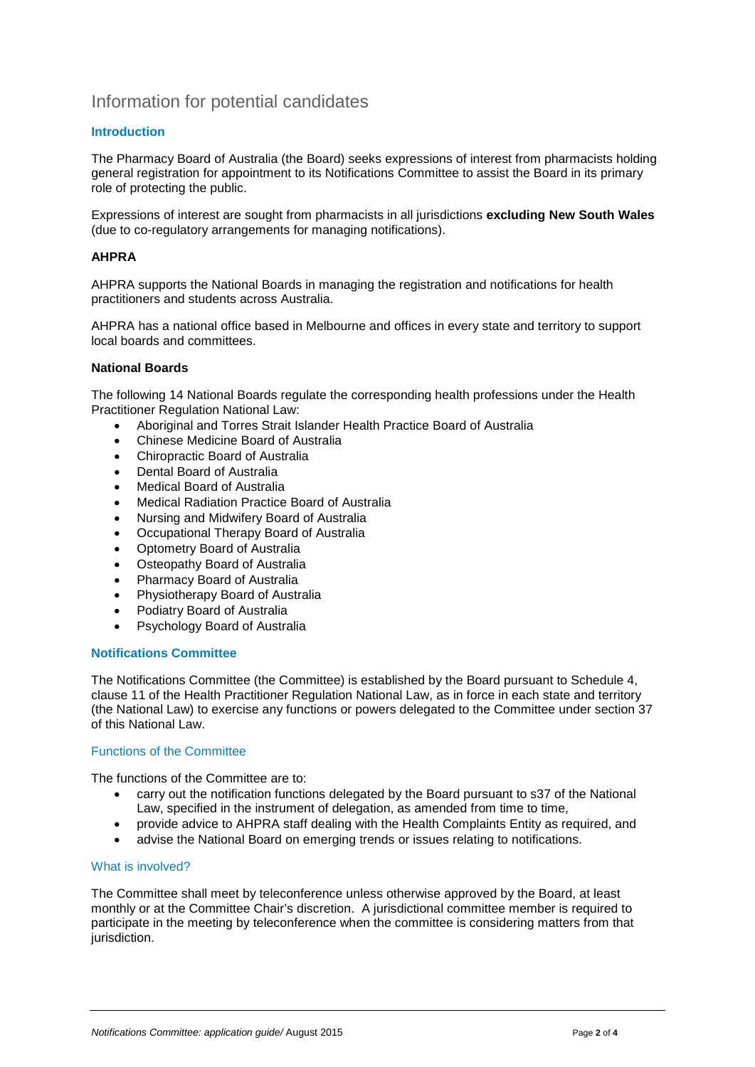# Information for potential candidates

## Introduction

The Pharmacy Board of Australia (the Board) seeks expressions of interest from pharmacists holding general registration for appointment to its Notifications Committee to assist the Board in its primary role of protecting the public.

Expressions of interest are sought from pharmacists in all jurisdictions **excluding New South Wales** (due to co-regulatory arrangements for managing notifications).

### AHPRA

AHPRA supports the National Boards in managing the registration and notifications for health practitioners and students across Australia.

AHPRA has a national office based in Melbourne and offices in every state and territory to support local boards and committees.

### National Boards

The following 14 National Boards regulate the corresponding health professions under the Health Practitioner Regulation National Law:

- Aboriginal and Torres Strait Islander Health Practice Board of Australia
- Chinese Medicine Board of Australia
- Chiropractic Board of Australia
- Dental Board of Australia
- Medical Board of Australia
- Medical Radiation Practice Board of Australia
- Nursing and Midwifery Board of Australia
- Occupational Therapy Board of Australia
- Optometry Board of Australia
- Osteopathy Board of Australia
- Pharmacy Board of Australia
- Physiotherapy Board of Australia
- Podiatry Board of Australia
- Psychology Board of Australia

## Notifications Committee

The Notifications Committee (the Committee) is established by the Board pursuant to Schedule 4, clause 11 of the Health Practitioner Regulation National Law, as in force in each state and territory (the National Law) to exercise any functions or powers delegated to the Committee under section 37 of this National Law.

### Functions of the Committee

The functions of the Committee are to:

- carry out the notification functions delegated by the Board pursuant to s37 of the National Law, specified in the instrument of delegation, as amended from time to time,
- provide advice to AHPRA staff dealing with the Health Complaints Entity as required, and
- advise the National Board on emerging trends or issues relating to notifications.

### What is involved?

The Committee shall meet by teleconference unless otherwise approved by the Board, at least monthly or at the Committee Chair's discretion. A jurisdictional committee member is required to participate in the meeting by teleconference when the committee is considering matters from that jurisdiction.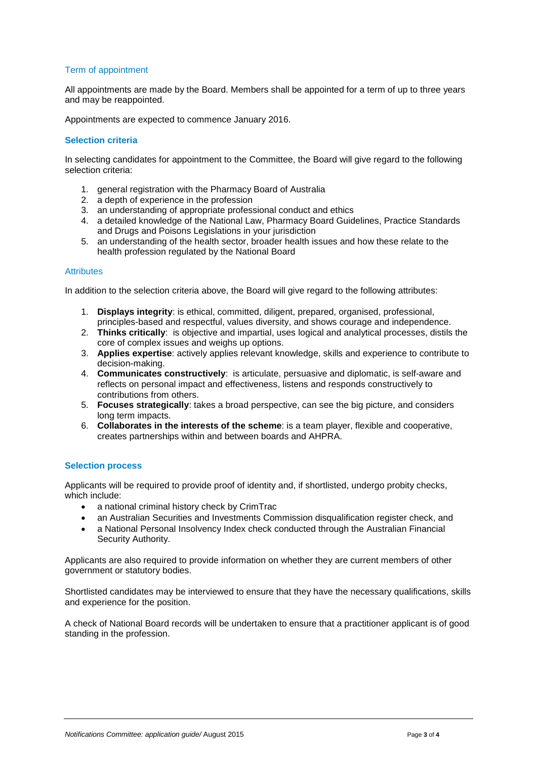### Term of appointment

All appointments are made by the Board. Members shall be appointed for a term of up to three years and may be reappointed.

Appointments are expected to commence January 2016.

## Selection criteria

In selecting candidates for appointment to the Committee, the Board will give regard to the following selection criteria:

1. general registration with the Pharmacy Board of Australia
2. a depth of experience in the profession
3. an understanding of appropriate professional conduct and ethics
4. a detailed knowledge of the National Law, Pharmacy Board Guidelines, Practice Standards and Drugs and Poisons Legislations in your jurisdiction
5. an understanding of the health sector, broader health issues and how these relate to the health profession regulated by the National Board

### Attributes

In addition to the selection criteria above, the Board will give regard to the following attributes:

1. **Displays integrity**: is ethical, committed, diligent, prepared, organised, professional, principles-based and respectful, values diversity, and shows courage and independence.
2. **Thinks critically**: is objective and impartial, uses logical and analytical processes, distils the core of complex issues and weighs up options.
3. **Applies expertise**: actively applies relevant knowledge, skills and experience to contribute to decision-making.
4. **Communicates constructively**: is articulate, persuasive and diplomatic, is self-aware and reflects on personal impact and effectiveness, listens and responds constructively to contributions from others.
5. **Focuses strategically**: takes a broad perspective, can see the big picture, and considers long term impacts.
6. **Collaborates in the interests of the scheme**: is a team player, flexible and cooperative, creates partnerships within and between boards and AHPRA.

## Selection process

Applicants will be required to provide proof of identity and, if shortlisted, undergo probity checks, which include:

- a national criminal history check by CrimTrac
- an Australian Securities and Investments Commission disqualification register check, and
- a National Personal Insolvency Index check conducted through the Australian Financial Security Authority.

Applicants are also required to provide information on whether they are current members of other government or statutory bodies.

Shortlisted candidates may be interviewed to ensure that they have the necessary qualifications, skills and experience for the position.

A check of National Board records will be undertaken to ensure that a practitioner applicant is of good standing in the profession.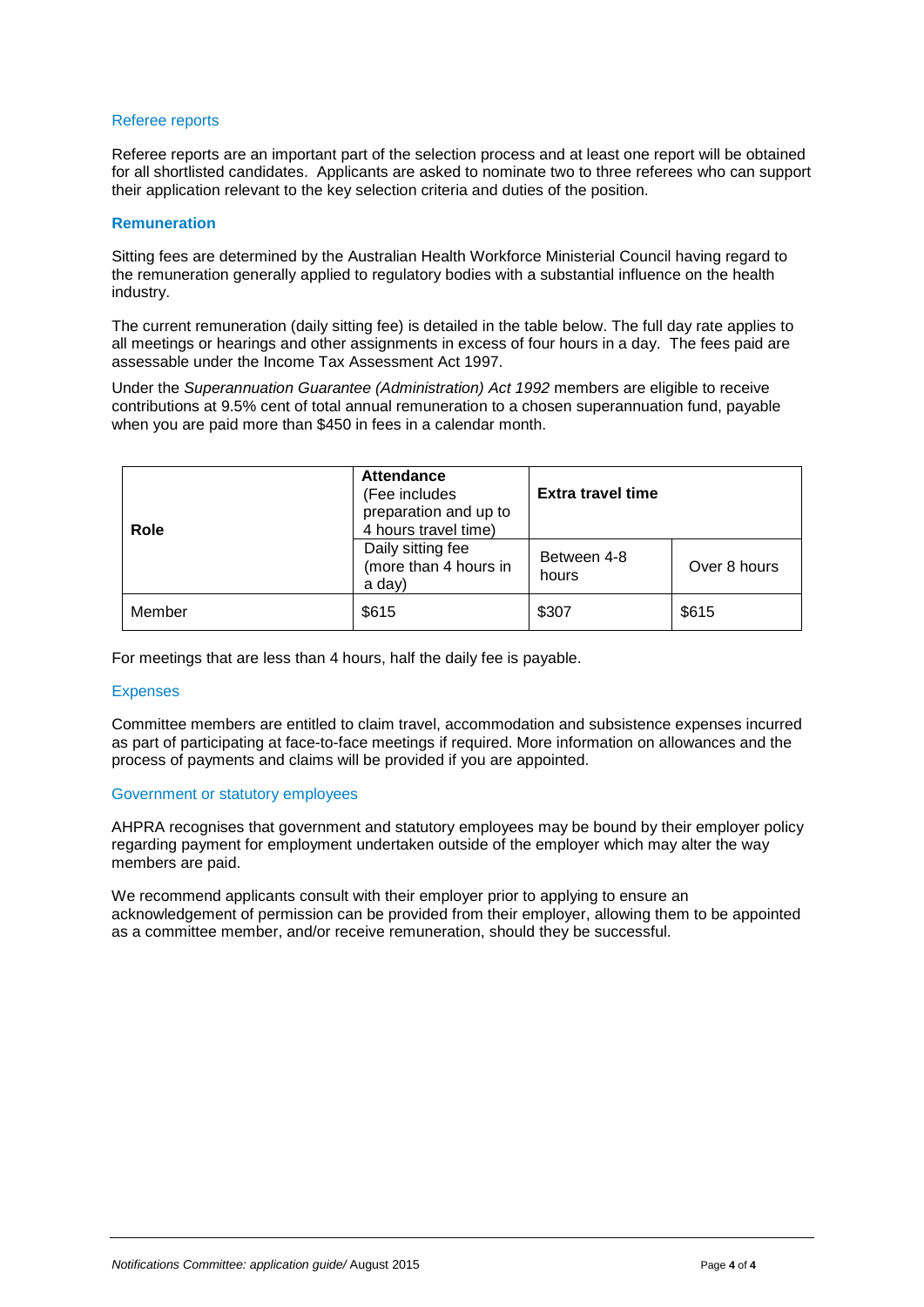### Referee reports

Referee reports are an important part of the selection process and at least one report will be obtained for all shortlisted candidates. Applicants are asked to nominate two to three referees who can support their application relevant to the key selection criteria and duties of the position.

### **Remuneration**

Sitting fees are determined by the Australian Health Workforce Ministerial Council having regard to the remuneration generally applied to regulatory bodies with a substantial influence on the health industry.

The current remuneration (daily sitting fee) is detailed in the table below. The full day rate applies to all meetings or hearings and other assignments in excess of four hours in a day. The fees paid are assessable under the Income Tax Assessment Act 1997.

Under the *Superannuation Guarantee (Administration) Act 1992* members are eligible to receive contributions at 9.5% cent of total annual remuneration to a chosen superannuation fund, payable when you are paid more than $450 in fees in a calendar month.

| **Role** | **Attendance** (Fee includes preparation and up to 4 hours travel time) | **Extra travel time** | |
|---|---|---|---|
| | Daily sitting fee (more than 4 hours in a day) | Between 4-8 hours | Over 8 hours |
| Member | $615 | $307 | $615 |

For meetings that are less than 4 hours, half the daily fee is payable.

### Expenses

Committee members are entitled to claim travel, accommodation and subsistence expenses incurred as part of participating at face-to-face meetings if required. More information on allowances and the process of payments and claims will be provided if you are appointed.

### Government or statutory employees

AHPRA recognises that government and statutory employees may be bound by their employer policy regarding payment for employment undertaken outside of the employer which may alter the way members are paid.

We recommend applicants consult with their employer prior to applying to ensure an acknowledgement of permission can be provided from their employer, allowing them to be appointed as a committee member, and/or receive remuneration, should they be successful.